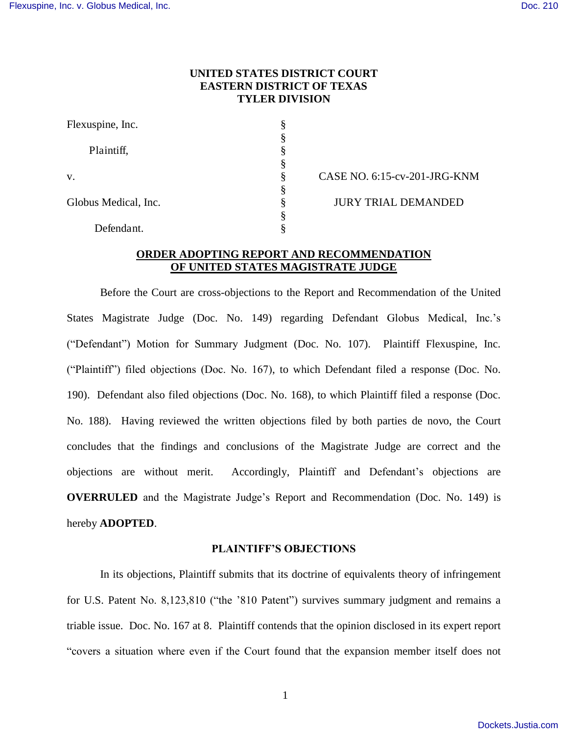**UNITED STATES DISTRICT COURT**
**EASTERN DISTRICT OF TEXAS**
**TYLER DIVISION**

| | | |
|---|---|---|
| Flexuspine, Inc. | § | |
| | § | |
| Plaintiff, | § | |
| | § | |
| v. | § | CASE NO. 6:15-cv-201-JRG-KNM |
| | § | |
| Globus Medical, Inc. | § | JURY TRIAL DEMANDED |
| | § | |
| Defendant. | § | |

**ORDER ADOPTING REPORT AND RECOMMENDATION OF UNITED STATES MAGISTRATE JUDGE**

Before the Court are cross-objections to the Report and Recommendation of the United States Magistrate Judge (Doc. No. 149) regarding Defendant Globus Medical, Inc.'s ("Defendant") Motion for Summary Judgment (Doc. No. 107). Plaintiff Flexuspine, Inc. ("Plaintiff") filed objections (Doc. No. 167), to which Defendant filed a response (Doc. No. 190). Defendant also filed objections (Doc. No. 168), to which Plaintiff filed a response (Doc. No. 188). Having reviewed the written objections filed by both parties de novo, the Court concludes that the findings and conclusions of the Magistrate Judge are correct and the objections are without merit. Accordingly, Plaintiff and Defendant's objections are **OVERRULED** and the Magistrate Judge's Report and Recommendation (Doc. No. 149) is hereby **ADOPTED**.

**PLAINTIFF'S OBJECTIONS**

In its objections, Plaintiff submits that its doctrine of equivalents theory of infringement for U.S. Patent No. 8,123,810 ("the '810 Patent") survives summary judgment and remains a triable issue. Doc. No. 167 at 8. Plaintiff contends that the opinion disclosed in its expert report "covers a situation where even if the Court found that the expansion member itself does not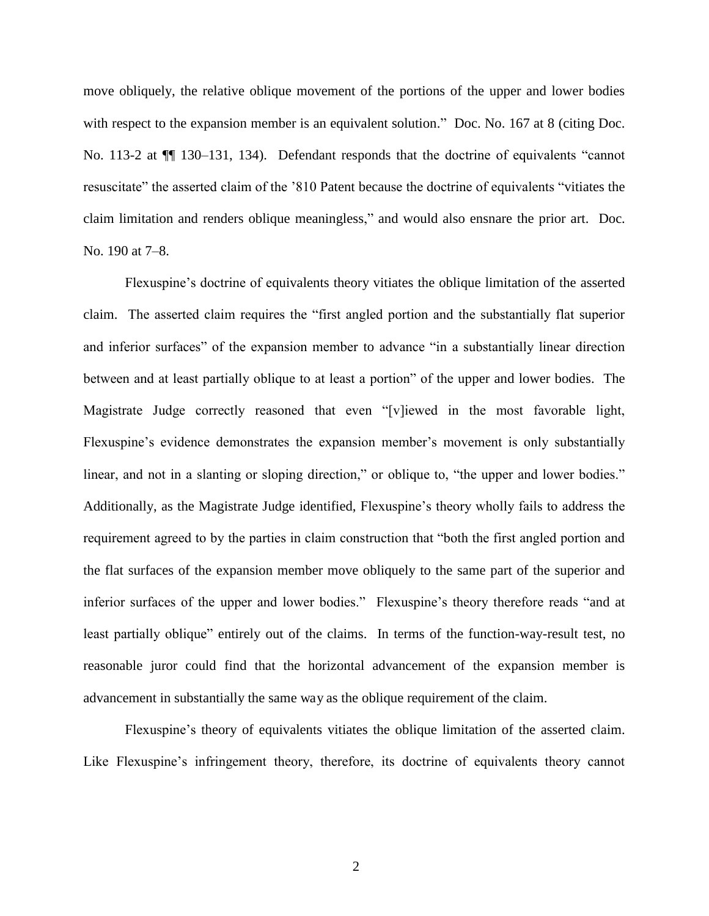move obliquely, the relative oblique movement of the portions of the upper and lower bodies with respect to the expansion member is an equivalent solution." Doc. No. 167 at 8 (citing Doc. No. 113-2 at ¶¶ 130–131, 134). Defendant responds that the doctrine of equivalents "cannot resuscitate" the asserted claim of the '810 Patent because the doctrine of equivalents "vitiates the claim limitation and renders oblique meaningless," and would also ensnare the prior art. Doc. No. 190 at 7–8.

Flexuspine's doctrine of equivalents theory vitiates the oblique limitation of the asserted claim. The asserted claim requires the "first angled portion and the substantially flat superior and inferior surfaces" of the expansion member to advance "in a substantially linear direction between and at least partially oblique to at least a portion" of the upper and lower bodies. The Magistrate Judge correctly reasoned that even "[v]iewed in the most favorable light, Flexuspine's evidence demonstrates the expansion member's movement is only substantially linear, and not in a slanting or sloping direction," or oblique to, "the upper and lower bodies." Additionally, as the Magistrate Judge identified, Flexuspine's theory wholly fails to address the requirement agreed to by the parties in claim construction that "both the first angled portion and the flat surfaces of the expansion member move obliquely to the same part of the superior and inferior surfaces of the upper and lower bodies." Flexuspine's theory therefore reads "and at least partially oblique" entirely out of the claims. In terms of the function-way-result test, no reasonable juror could find that the horizontal advancement of the expansion member is advancement in substantially the same way as the oblique requirement of the claim.

Flexuspine's theory of equivalents vitiates the oblique limitation of the asserted claim. Like Flexuspine's infringement theory, therefore, its doctrine of equivalents theory cannot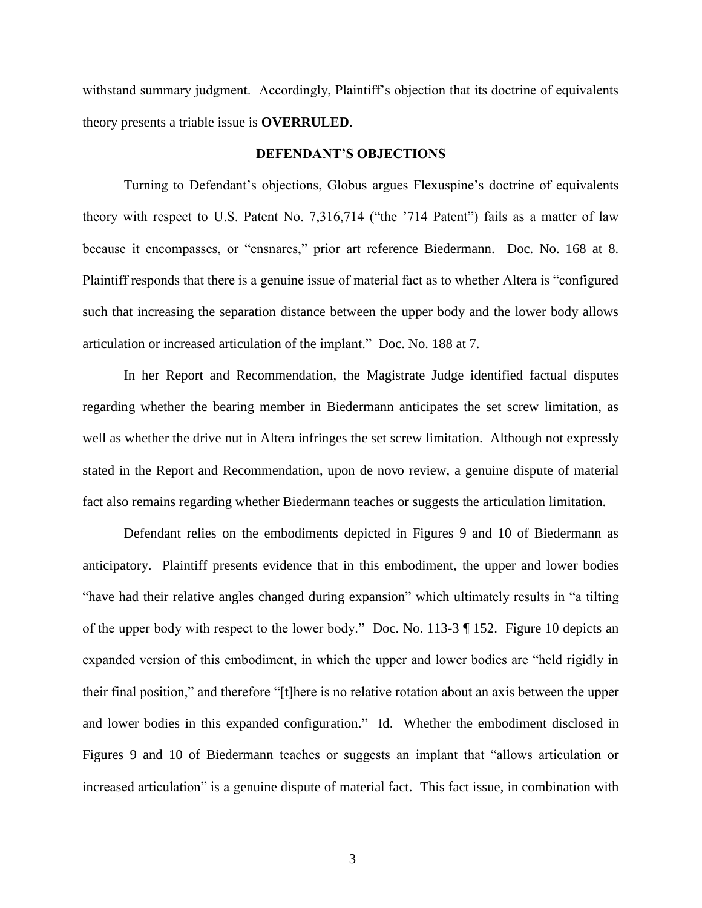withstand summary judgment. Accordingly, Plaintiff's objection that its doctrine of equivalents theory presents a triable issue is **OVERRULED**.

## DEFENDANT'S OBJECTIONS

Turning to Defendant's objections, Globus argues Flexuspine's doctrine of equivalents theory with respect to U.S. Patent No. 7,316,714 ("the '714 Patent") fails as a matter of law because it encompasses, or "ensnares," prior art reference Biedermann. Doc. No. 168 at 8. Plaintiff responds that there is a genuine issue of material fact as to whether Altera is "configured such that increasing the separation distance between the upper body and the lower body allows articulation or increased articulation of the implant." Doc. No. 188 at 7.

In her Report and Recommendation, the Magistrate Judge identified factual disputes regarding whether the bearing member in Biedermann anticipates the set screw limitation, as well as whether the drive nut in Altera infringes the set screw limitation. Although not expressly stated in the Report and Recommendation, upon de novo review, a genuine dispute of material fact also remains regarding whether Biedermann teaches or suggests the articulation limitation.

Defendant relies on the embodiments depicted in Figures 9 and 10 of Biedermann as anticipatory. Plaintiff presents evidence that in this embodiment, the upper and lower bodies "have had their relative angles changed during expansion" which ultimately results in "a tilting of the upper body with respect to the lower body." Doc. No. 113-3 ¶ 152. Figure 10 depicts an expanded version of this embodiment, in which the upper and lower bodies are "held rigidly in their final position," and therefore "[t]here is no relative rotation about an axis between the upper and lower bodies in this expanded configuration." Id. Whether the embodiment disclosed in Figures 9 and 10 of Biedermann teaches or suggests an implant that "allows articulation or increased articulation" is a genuine dispute of material fact. This fact issue, in combination with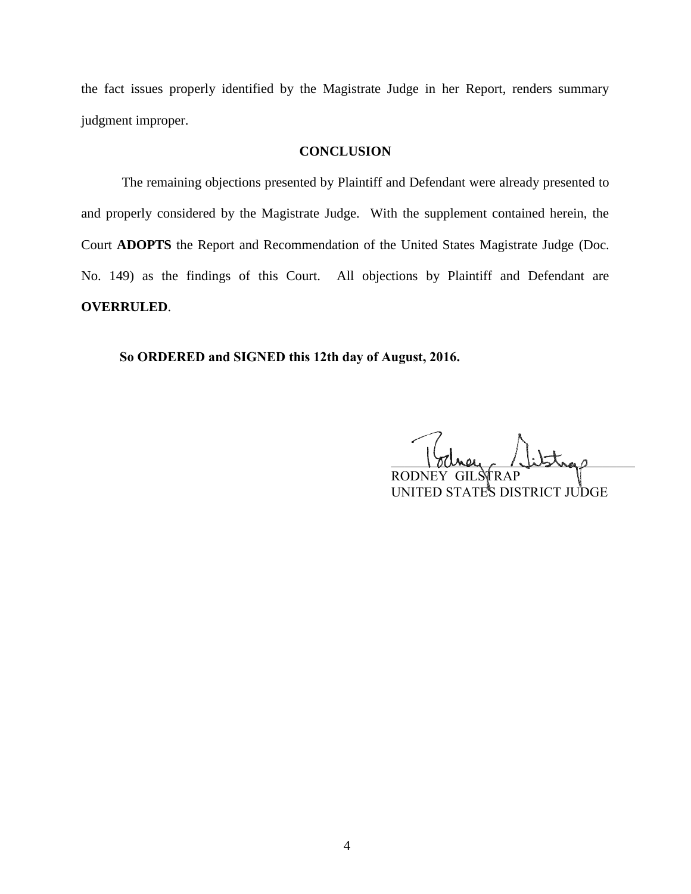the fact issues properly identified by the Magistrate Judge in her Report, renders summary judgment improper.

## CONCLUSION

The remaining objections presented by Plaintiff and Defendant were already presented to and properly considered by the Magistrate Judge. With the supplement contained herein, the Court **ADOPTS** the Report and Recommendation of the United States Magistrate Judge (Doc. No. 149) as the findings of this Court. All objections by Plaintiff and Defendant are **OVERRULED**.

**So ORDERED and SIGNED this 12th day of August, 2016.**

RODNEY GILSTRAP
UNITED STATES DISTRICT JUDGE